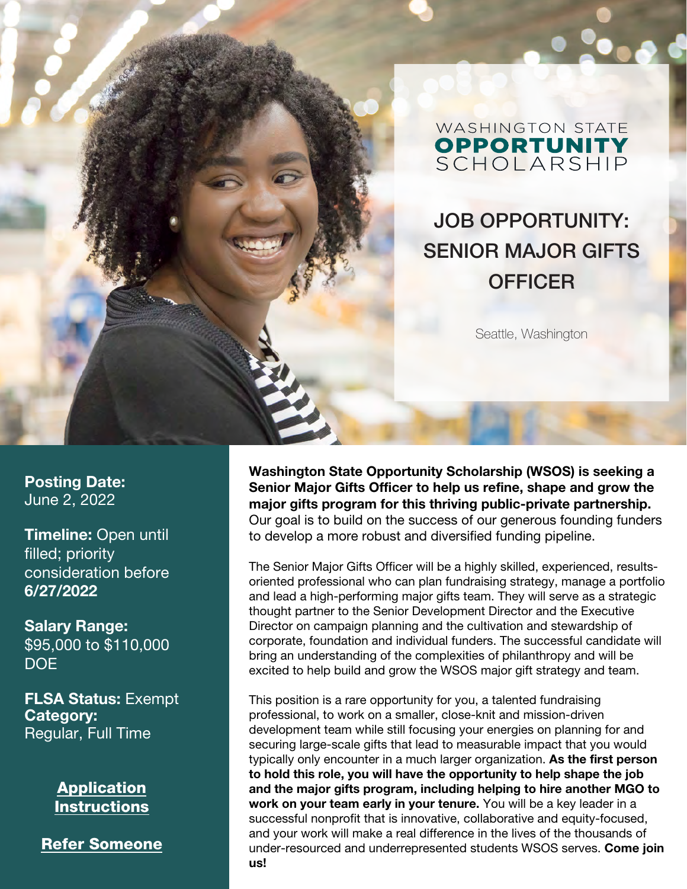WASHINGTON STATE
**OPPORTUNITY**
SCHOLARSHIP

# JOB OPPORTUNITY: SENIOR MAJOR GIFTS OFFICER

Seattle, Washington

**Posting Date:**
June 2, 2022

**Timeline:** Open until filled; priority consideration before **6/27/2022**

**Salary Range:**
$95,000 to $110,000 DOE

**FLSA Status:** Exempt
**Category:**
Regular, Full Time

**Application Instructions**

**Refer Someone**

**Washington State Opportunity Scholarship (WSOS) is seeking a Senior Major Gifts Officer to help us refine, shape and grow the major gifts program for this thriving public-private partnership.** Our goal is to build on the success of our generous founding funders to develop a more robust and diversified funding pipeline.

The Senior Major Gifts Officer will be a highly skilled, experienced, results-oriented professional who can plan fundraising strategy, manage a portfolio and lead a high-performing major gifts team. They will serve as a strategic thought partner to the Senior Development Director and the Executive Director on campaign planning and the cultivation and stewardship of corporate, foundation and individual funders. The successful candidate will bring an understanding of the complexities of philanthropy and will be excited to help build and grow the WSOS major gift strategy and team.

This position is a rare opportunity for you, a talented fundraising professional, to work on a smaller, close-knit and mission-driven development team while still focusing your energies on planning for and securing large-scale gifts that lead to measurable impact that you would typically only encounter in a much larger organization. **As the first person to hold this role, you will have the opportunity to help shape the job and the major gifts program, including helping to hire another MGO to work on your team early in your tenure.** You will be a key leader in a successful nonprofit that is innovative, collaborative and equity-focused, and your work will make a real difference in the lives of the thousands of under-resourced and underrepresented students WSOS serves. **Come join us!**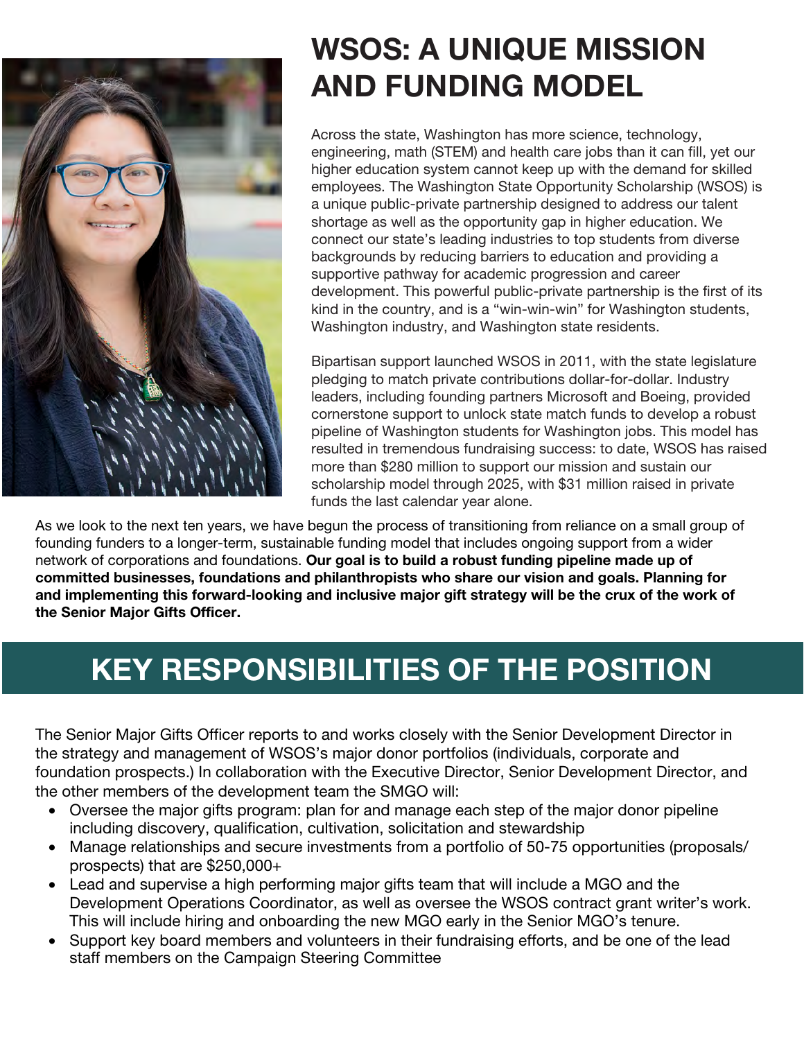# WSOS: A UNIQUE MISSION AND FUNDING MODEL

Across the state, Washington has more science, technology, engineering, math (STEM) and health care jobs than it can fill, yet our higher education system cannot keep up with the demand for skilled employees. The Washington State Opportunity Scholarship (WSOS) is a unique public-private partnership designed to address our talent shortage as well as the opportunity gap in higher education. We connect our state's leading industries to top students from diverse backgrounds by reducing barriers to education and providing a supportive pathway for academic progression and career development. This powerful public-private partnership is the first of its kind in the country, and is a "win-win-win" for Washington students, Washington industry, and Washington state residents.

Bipartisan support launched WSOS in 2011, with the state legislature pledging to match private contributions dollar-for-dollar. Industry leaders, including founding partners Microsoft and Boeing, provided cornerstone support to unlock state match funds to develop a robust pipeline of Washington students for Washington jobs. This model has resulted in tremendous fundraising success: to date, WSOS has raised more than $280 million to support our mission and sustain our scholarship model through 2025, with $31 million raised in private funds the last calendar year alone.

As we look to the next ten years, we have begun the process of transitioning from reliance on a small group of founding funders to a longer-term, sustainable funding model that includes ongoing support from a wider network of corporations and foundations. **Our goal is to build a robust funding pipeline made up of committed businesses, foundations and philanthropists who share our vision and goals. Planning for and implementing this forward-looking and inclusive major gift strategy will be the crux of the work of the Senior Major Gifts Officer.**

# KEY RESPONSIBILITIES OF THE POSITION

The Senior Major Gifts Officer reports to and works closely with the Senior Development Director in the strategy and management of WSOS's major donor portfolios (individuals, corporate and foundation prospects.) In collaboration with the Executive Director, Senior Development Director, and the other members of the development team the SMGO will:

- Oversee the major gifts program: plan for and manage each step of the major donor pipeline including discovery, qualification, cultivation, solicitation and stewardship
- Manage relationships and secure investments from a portfolio of 50-75 opportunities (proposals/ prospects) that are $250,000+
- Lead and supervise a high performing major gifts team that will include a MGO and the Development Operations Coordinator, as well as oversee the WSOS contract grant writer's work. This will include hiring and onboarding the new MGO early in the Senior MGO's tenure.
- Support key board members and volunteers in their fundraising efforts, and be one of the lead staff members on the Campaign Steering Committee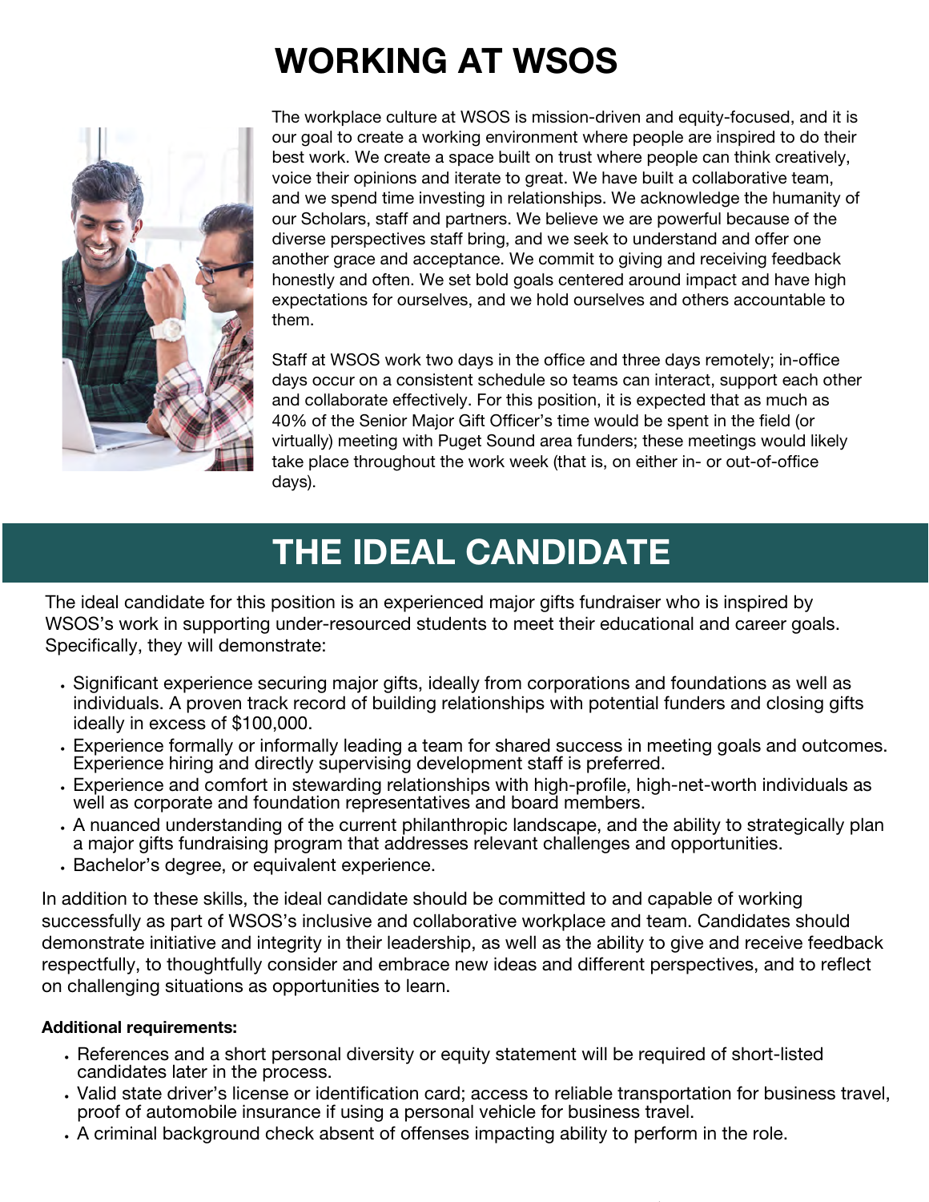# WORKING AT WSOS

The workplace culture at WSOS is mission-driven and equity-focused, and it is our goal to create a working environment where people are inspired to do their best work. We create a space built on trust where people can think creatively, voice their opinions and iterate to great. We have built a collaborative team, and we spend time investing in relationships. We acknowledge the humanity of our Scholars, staff and partners. We believe we are powerful because of the diverse perspectives staff bring, and we seek to understand and offer one another grace and acceptance. We commit to giving and receiving feedback honestly and often. We set bold goals centered around impact and have high expectations for ourselves, and we hold ourselves and others accountable to them.

Staff at WSOS work two days in the office and three days remotely; in-office days occur on a consistent schedule so teams can interact, support each other and collaborate effectively. For this position, it is expected that as much as 40% of the Senior Major Gift Officer's time would be spent in the field (or virtually) meeting with Puget Sound area funders; these meetings would likely take place throughout the work week (that is, on either in- or out-of-office days).

# THE IDEAL CANDIDATE

The ideal candidate for this position is an experienced major gifts fundraiser who is inspired by WSOS's work in supporting under-resourced students to meet their educational and career goals. Specifically, they will demonstrate:

- Significant experience securing major gifts, ideally from corporations and foundations as well as individuals. A proven track record of building relationships with potential funders and closing gifts ideally in excess of $100,000.
- Experience formally or informally leading a team for shared success in meeting goals and outcomes. Experience hiring and directly supervising development staff is preferred.
- Experience and comfort in stewarding relationships with high-profile, high-net-worth individuals as well as corporate and foundation representatives and board members.
- A nuanced understanding of the current philanthropic landscape, and the ability to strategically plan a major gifts fundraising program that addresses relevant challenges and opportunities.
- Bachelor's degree, or equivalent experience.

In addition to these skills, the ideal candidate should be committed to and capable of working successfully as part of WSOS's inclusive and collaborative workplace and team. Candidates should demonstrate initiative and integrity in their leadership, as well as the ability to give and receive feedback respectfully, to thoughtfully consider and embrace new ideas and different perspectives, and to reflect on challenging situations as opportunities to learn.

**Additional requirements:**

- References and a short personal diversity or equity statement will be required of short-listed candidates later in the process.
- Valid state driver's license or identification card; access to reliable transportation for business travel, proof of automobile insurance if using a personal vehicle for business travel.
- A criminal background check absent of offenses impacting ability to perform in the role.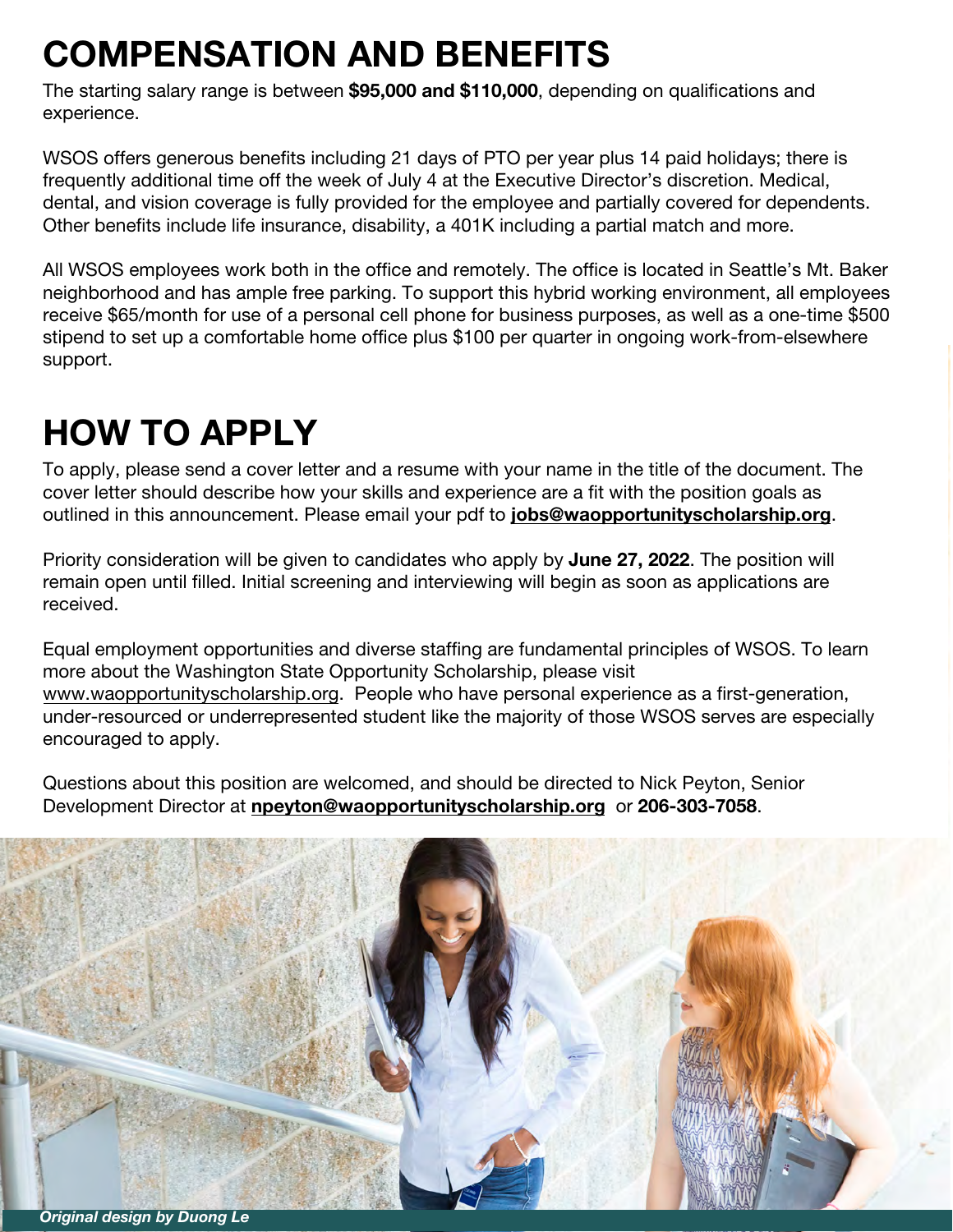# COMPENSATION AND BENEFITS

The starting salary range is between **$95,000 and $110,000**, depending on qualifications and experience.

WSOS offers generous benefits including 21 days of PTO per year plus 14 paid holidays; there is frequently additional time off the week of July 4 at the Executive Director's discretion. Medical, dental, and vision coverage is fully provided for the employee and partially covered for dependents. Other benefits include life insurance, disability, a 401K including a partial match and more.

All WSOS employees work both in the office and remotely. The office is located in Seattle's Mt. Baker neighborhood and has ample free parking. To support this hybrid working environment, all employees receive $65/month for use of a personal cell phone for business purposes, as well as a one-time $500 stipend to set up a comfortable home office plus $100 per quarter in ongoing work-from-elsewhere support.

# HOW TO APPLY

To apply, please send a cover letter and a resume with your name in the title of the document. The cover letter should describe how your skills and experience are a fit with the position goals as outlined in this announcement. Please email your pdf to **jobs@waopportunityscholarship.org**.

Priority consideration will be given to candidates who apply by **June 27, 2022**. The position will remain open until filled. Initial screening and interviewing will begin as soon as applications are received.

Equal employment opportunities and diverse staffing are fundamental principles of WSOS. To learn more about the Washington State Opportunity Scholarship, please visit www.waopportunityscholarship.org. People who have personal experience as a first-generation, under-resourced or underrepresented student like the majority of those WSOS serves are especially encouraged to apply.

Questions about this position are welcomed, and should be directed to Nick Peyton, Senior Development Director at **npeyton@waopportunityscholarship.org** or **206-303-7058**.

***Original design by Duong Le***